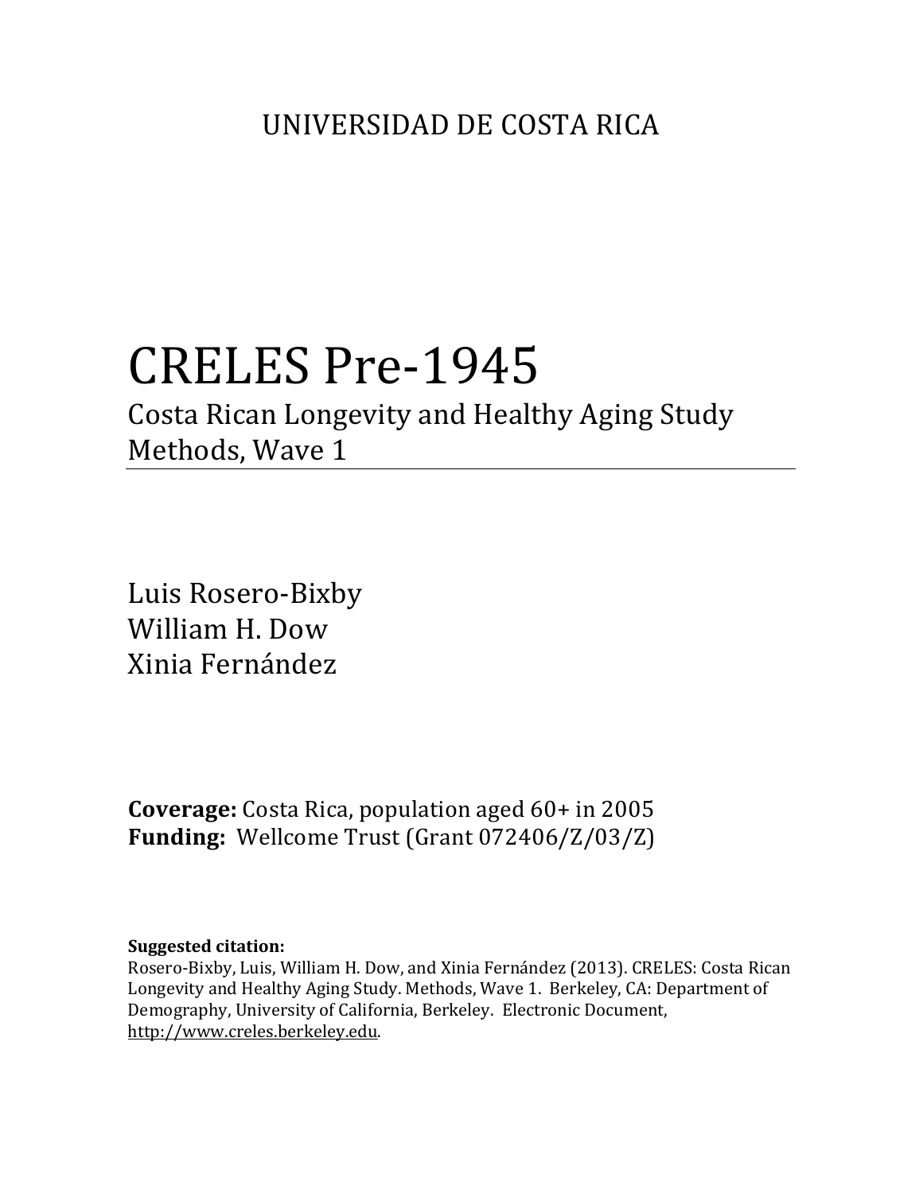UNIVERSIDAD DE COSTA RICA

# CRELES Pre-1945

## Costa Rican Longevity and Healthy Aging Study Methods, Wave 1

Luis Rosero-Bixby
William H. Dow
Xinia Fernández

**Coverage:** Costa Rica, population aged 60+ in 2005
**Funding:** Wellcome Trust (Grant 072406/Z/03/Z)

**Suggested citation:**
Rosero-Bixby, Luis, William H. Dow, and Xinia Fernández (2013). CRELES: Costa Rican Longevity and Healthy Aging Study. Methods, Wave 1. Berkeley, CA: Department of Demography, University of California, Berkeley. Electronic Document, http://www.creles.berkeley.edu.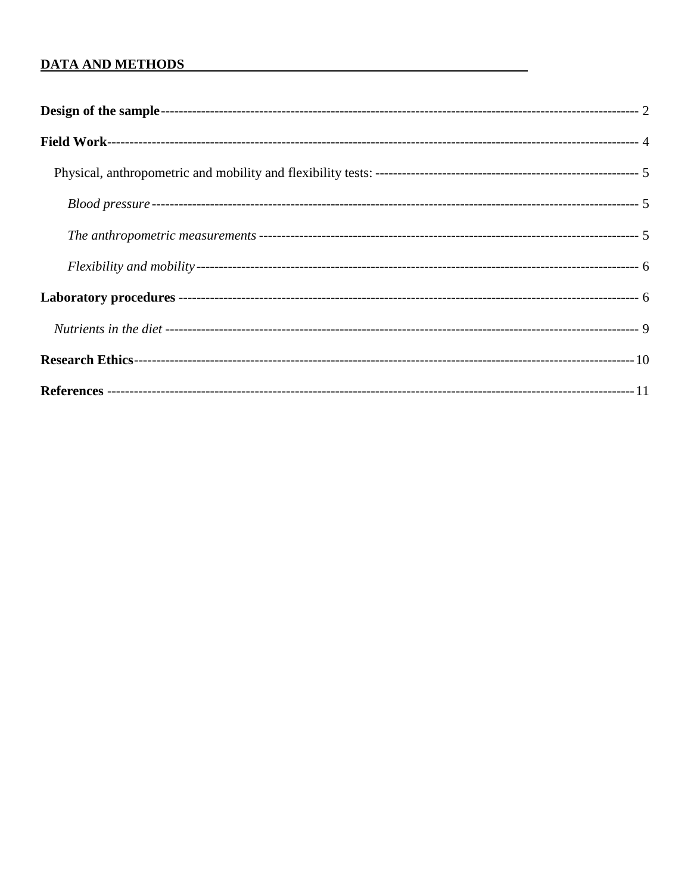**DATA AND METHODS**

**Design of the sample** ---------------------------------------------------------------------------------------------------------- 2

**Field Work** ---------------------------------------------------------------------------------------------------------------------- 4

Physical, anthropometric and mobility and flexibility tests: ----------------------------------------------------------- 5

*Blood pressure* ----------------------------------------------------------------------------------------------------------- 5

*The anthropometric measurements* ------------------------------------------------------------------------------------ 5

*Flexibility and mobility* ------------------------------------------------------------------------------------------------ 6

**Laboratory procedures** ---------------------------------------------------------------------------------------------------- 6

*Nutrients in the diet* ----------------------------------------------------------------------------------------------------- 9

**Research Ethics** ---------------------------------------------------------------------------------------------------------- 10

**References** ---------------------------------------------------------------------------------------------------------------- 11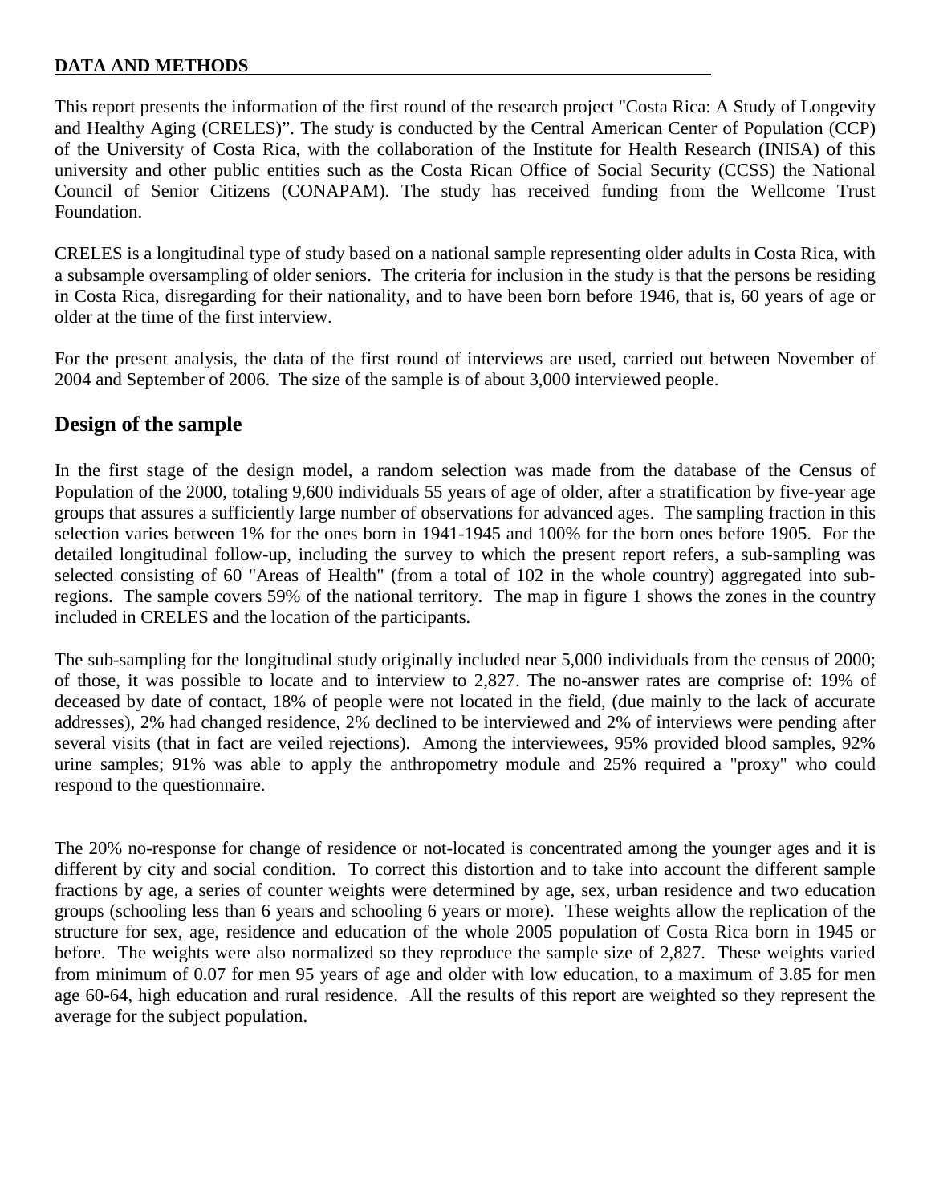**DATA AND METHODS**

This report presents the information of the first round of the research project "Costa Rica: A Study of Longevity and Healthy Aging (CRELES)". The study is conducted by the Central American Center of Population (CCP) of the University of Costa Rica, with the collaboration of the Institute for Health Research (INISA) of this university and other public entities such as the Costa Rican Office of Social Security (CCSS) the National Council of Senior Citizens (CONAPAM). The study has received funding from the Wellcome Trust Foundation.

CRELES is a longitudinal type of study based on a national sample representing older adults in Costa Rica, with a subsample oversampling of older seniors. The criteria for inclusion in the study is that the persons be residing in Costa Rica, disregarding for their nationality, and to have been born before 1946, that is, 60 years of age or older at the time of the first interview.

For the present analysis, the data of the first round of interviews are used, carried out between November of 2004 and September of 2006. The size of the sample is of about 3,000 interviewed people.

## Design of the sample

In the first stage of the design model, a random selection was made from the database of the Census of Population of the 2000, totaling 9,600 individuals 55 years of age of older, after a stratification by five-year age groups that assures a sufficiently large number of observations for advanced ages. The sampling fraction in this selection varies between 1% for the ones born in 1941-1945 and 100% for the born ones before 1905. For the detailed longitudinal follow-up, including the survey to which the present report refers, a sub-sampling was selected consisting of 60 "Areas of Health" (from a total of 102 in the whole country) aggregated into sub-regions. The sample covers 59% of the national territory. The map in figure 1 shows the zones in the country included in CRELES and the location of the participants.

The sub-sampling for the longitudinal study originally included near 5,000 individuals from the census of 2000; of those, it was possible to locate and to interview to 2,827. The no-answer rates are comprise of: 19% of deceased by date of contact, 18% of people were not located in the field, (due mainly to the lack of accurate addresses), 2% had changed residence, 2% declined to be interviewed and 2% of interviews were pending after several visits (that in fact are veiled rejections). Among the interviewees, 95% provided blood samples, 92% urine samples; 91% was able to apply the anthropometry module and 25% required a "proxy" who could respond to the questionnaire.

The 20% no-response for change of residence or not-located is concentrated among the younger ages and it is different by city and social condition. To correct this distortion and to take into account the different sample fractions by age, a series of counter weights were determined by age, sex, urban residence and two education groups (schooling less than 6 years and schooling 6 years or more). These weights allow the replication of the structure for sex, age, residence and education of the whole 2005 population of Costa Rica born in 1945 or before. The weights were also normalized so they reproduce the sample size of 2,827. These weights varied from minimum of 0.07 for men 95 years of age and older with low education, to a maximum of 3.85 for men age 60-64, high education and rural residence. All the results of this report are weighted so they represent the average for the subject population.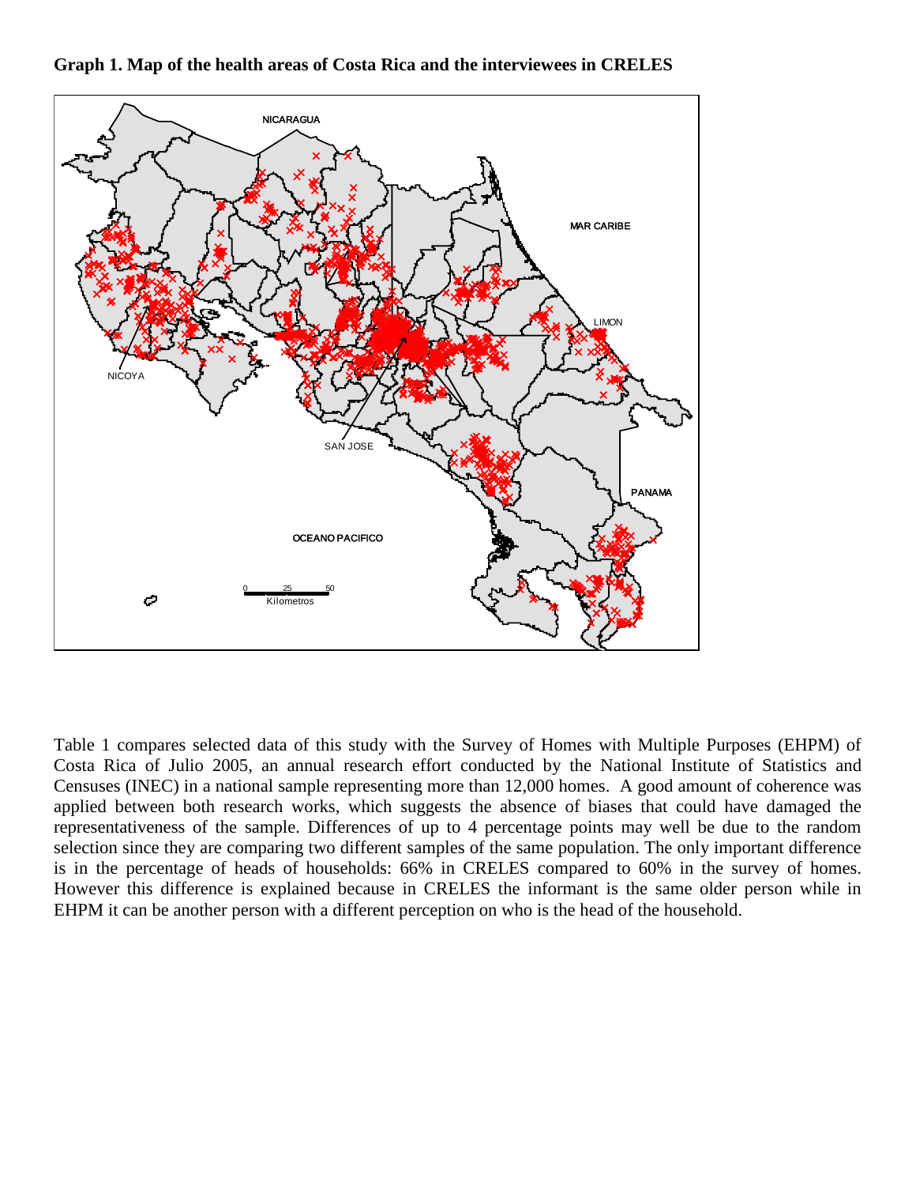**Graph 1. Map of the health areas of Costa Rica and the interviewees in CRELES**

Table 1 compares selected data of this study with the Survey of Homes with Multiple Purposes (EHPM) of Costa Rica of Julio 2005, an annual research effort conducted by the National Institute of Statistics and Censuses (INEC) in a national sample representing more than 12,000 homes. A good amount of coherence was applied between both research works, which suggests the absence of biases that could have damaged the representativeness of the sample. Differences of up to 4 percentage points may well be due to the random selection since they are comparing two different samples of the same population. The only important difference is in the percentage of heads of households: 66% in CRELES compared to 60% in the survey of homes. However this difference is explained because in CRELES the informant is the same older person while in EHPM it can be another person with a different perception on who is the head of the household.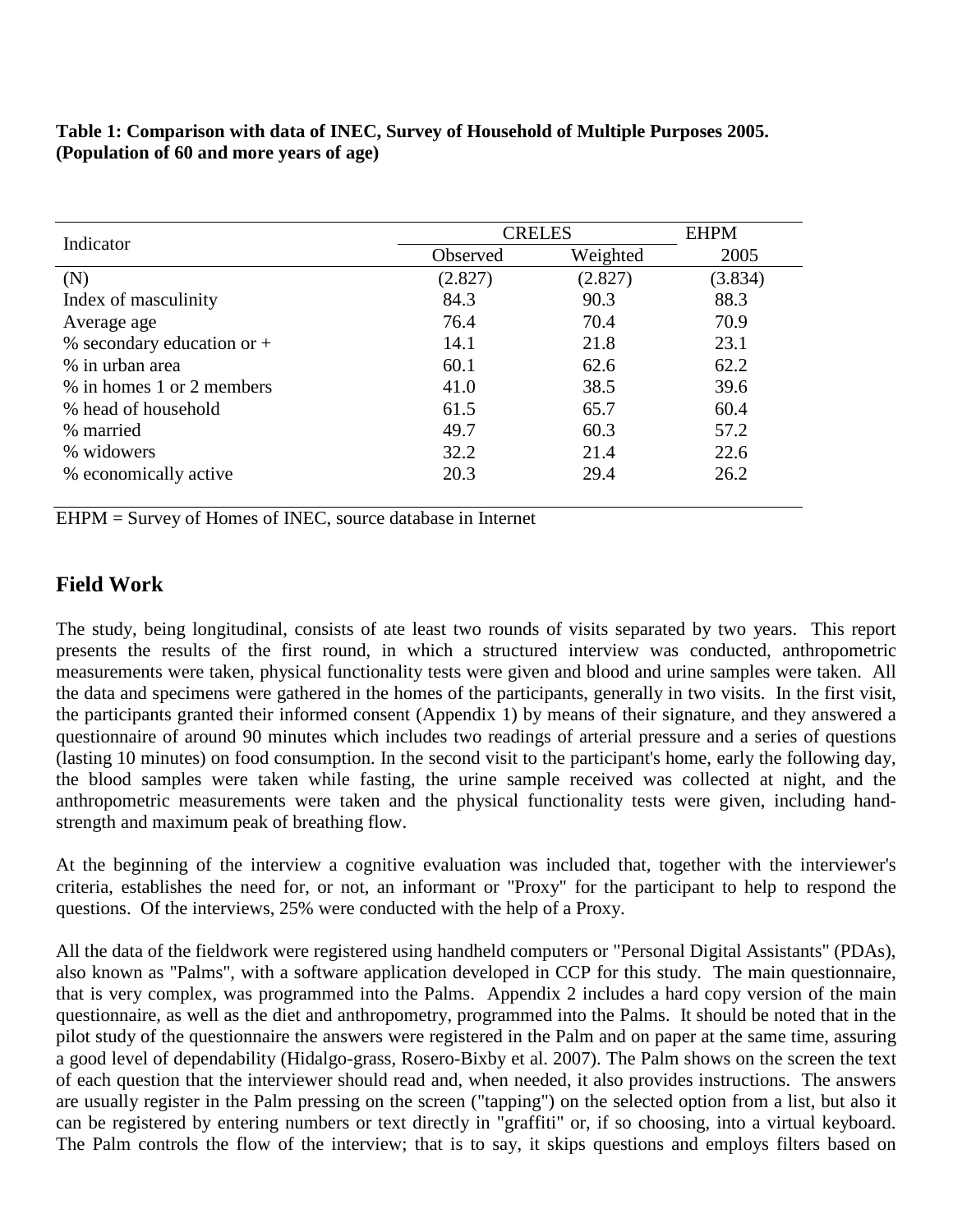**Table 1: Comparison with data of INEC, Survey of Household of Multiple Purposes 2005. (Population of 60 and more years of age)**

| Indicator | CRELES | | EHPM |
|---|---|---|---|
| | Observed | Weighted | 2005 |
| (N) | (2.827) | (2.827) | (3.834) |
| Index of masculinity | 84.3 | 90.3 | 88.3 |
| Average age | 76.4 | 70.4 | 70.9 |
| % secondary education or + | 14.1 | 21.8 | 23.1 |
| % in urban area | 60.1 | 62.6 | 62.2 |
| % in homes 1 or 2 members | 41.0 | 38.5 | 39.6 |
| % head of household | 61.5 | 65.7 | 60.4 |
| % married | 49.7 | 60.3 | 57.2 |
| % widowers | 32.2 | 21.4 | 22.6 |
| % economically active | 20.3 | 29.4 | 26.2 |

EHPM = Survey of Homes of INEC, source database in Internet

## Field Work

The study, being longitudinal, consists of ate least two rounds of visits separated by two years. This report presents the results of the first round, in which a structured interview was conducted, anthropometric measurements were taken, physical functionality tests were given and blood and urine samples were taken. All the data and specimens were gathered in the homes of the participants, generally in two visits. In the first visit, the participants granted their informed consent (Appendix 1) by means of their signature, and they answered a questionnaire of around 90 minutes which includes two readings of arterial pressure and a series of questions (lasting 10 minutes) on food consumption. In the second visit to the participant's home, early the following day, the blood samples were taken while fasting, the urine sample received was collected at night, and the anthropometric measurements were taken and the physical functionality tests were given, including hand-strength and maximum peak of breathing flow.

At the beginning of the interview a cognitive evaluation was included that, together with the interviewer's criteria, establishes the need for, or not, an informant or "Proxy" for the participant to help to respond the questions. Of the interviews, 25% were conducted with the help of a Proxy.

All the data of the fieldwork were registered using handheld computers or "Personal Digital Assistants" (PDAs), also known as "Palms", with a software application developed in CCP for this study. The main questionnaire, that is very complex, was programmed into the Palms. Appendix 2 includes a hard copy version of the main questionnaire, as well as the diet and anthropometry, programmed into the Palms. It should be noted that in the pilot study of the questionnaire the answers were registered in the Palm and on paper at the same time, assuring a good level of dependability (Hidalgo-grass, Rosero-Bixby et al. 2007). The Palm shows on the screen the text of each question that the interviewer should read and, when needed, it also provides instructions. The answers are usually register in the Palm pressing on the screen ("tapping") on the selected option from a list, but also it can be registered by entering numbers or text directly in "graffiti" or, if so choosing, into a virtual keyboard. The Palm controls the flow of the interview; that is to say, it skips questions and employs filters based on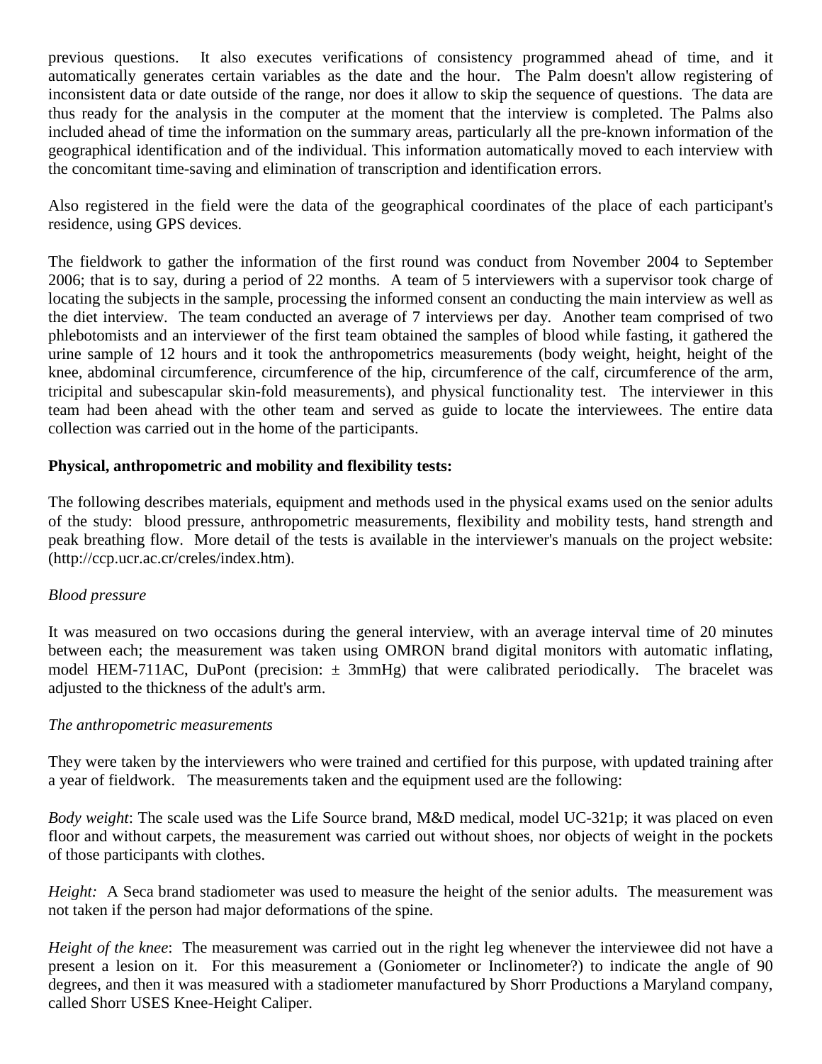previous questions. It also executes verifications of consistency programmed ahead of time, and it automatically generates certain variables as the date and the hour. The Palm doesn't allow registering of inconsistent data or date outside of the range, nor does it allow to skip the sequence of questions. The data are thus ready for the analysis in the computer at the moment that the interview is completed. The Palms also included ahead of time the information on the summary areas, particularly all the pre-known information of the geographical identification and of the individual. This information automatically moved to each interview with the concomitant time-saving and elimination of transcription and identification errors.

Also registered in the field were the data of the geographical coordinates of the place of each participant's residence, using GPS devices.

The fieldwork to gather the information of the first round was conduct from November 2004 to September 2006; that is to say, during a period of 22 months. A team of 5 interviewers with a supervisor took charge of locating the subjects in the sample, processing the informed consent an conducting the main interview as well as the diet interview. The team conducted an average of 7 interviews per day. Another team comprised of two phlebotomists and an interviewer of the first team obtained the samples of blood while fasting, it gathered the urine sample of 12 hours and it took the anthropometrics measurements (body weight, height, height of the knee, abdominal circumference, circumference of the hip, circumference of the calf, circumference of the arm, tricipital and subescapular skin-fold measurements), and physical functionality test. The interviewer in this team had been ahead with the other team and served as guide to locate the interviewees. The entire data collection was carried out in the home of the participants.

**Physical, anthropometric and mobility and flexibility tests:**

The following describes materials, equipment and methods used in the physical exams used on the senior adults of the study: blood pressure, anthropometric measurements, flexibility and mobility tests, hand strength and peak breathing flow. More detail of the tests is available in the interviewer's manuals on the project website: (http://ccp.ucr.ac.cr/creles/index.htm).

*Blood pressure*

It was measured on two occasions during the general interview, with an average interval time of 20 minutes between each; the measurement was taken using OMRON brand digital monitors with automatic inflating, model HEM-711AC, DuPont (precision: ± 3mmHg) that were calibrated periodically. The bracelet was adjusted to the thickness of the adult's arm.

*The anthropometric measurements*

They were taken by the interviewers who were trained and certified for this purpose, with updated training after a year of fieldwork. The measurements taken and the equipment used are the following:

*Body weight*: The scale used was the Life Source brand, M&D medical, model UC-321p; it was placed on even floor and without carpets, the measurement was carried out without shoes, nor objects of weight in the pockets of those participants with clothes.

*Height:* A Seca brand stadiometer was used to measure the height of the senior adults. The measurement was not taken if the person had major deformations of the spine.

*Height of the knee*: The measurement was carried out in the right leg whenever the interviewee did not have a present a lesion on it. For this measurement a (Goniometer or Inclinometer?) to indicate the angle of 90 degrees, and then it was measured with a stadiometer manufactured by Shorr Productions a Maryland company, called Shorr USES Knee-Height Caliper.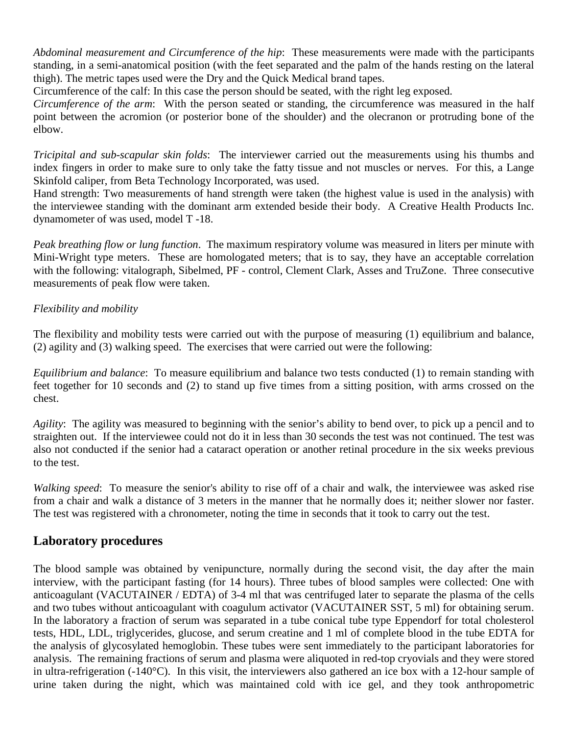*Abdominal measurement and Circumference of the hip*: These measurements were made with the participants standing, in a semi-anatomical position (with the feet separated and the palm of the hands resting on the lateral thigh). The metric tapes used were the Dry and the Quick Medical brand tapes.
Circumference of the calf: In this case the person should be seated, with the right leg exposed.
*Circumference of the arm*: With the person seated or standing, the circumference was measured in the half point between the acromion (or posterior bone of the shoulder) and the olecranon or protruding bone of the elbow.

*Tricipital and sub-scapular skin folds*: The interviewer carried out the measurements using his thumbs and index fingers in order to make sure to only take the fatty tissue and not muscles or nerves. For this, a Lange Skinfold caliper, from Beta Technology Incorporated, was used.
Hand strength: Two measurements of hand strength were taken (the highest value is used in the analysis) with the interviewee standing with the dominant arm extended beside their body. A Creative Health Products Inc. dynamometer of was used, model T -18.

*Peak breathing flow or lung function*. The maximum respiratory volume was measured in liters per minute with Mini-Wright type meters. These are homologated meters; that is to say, they have an acceptable correlation with the following: vitalograph, Sibelmed, PF - control, Clement Clark, Asses and TruZone. Three consecutive measurements of peak flow were taken.

*Flexibility and mobility*

The flexibility and mobility tests were carried out with the purpose of measuring (1) equilibrium and balance, (2) agility and (3) walking speed. The exercises that were carried out were the following:

*Equilibrium and balance*: To measure equilibrium and balance two tests conducted (1) to remain standing with feet together for 10 seconds and (2) to stand up five times from a sitting position, with arms crossed on the chest.

*Agility*: The agility was measured to beginning with the senior's ability to bend over, to pick up a pencil and to straighten out. If the interviewee could not do it in less than 30 seconds the test was not continued. The test was also not conducted if the senior had a cataract operation or another retinal procedure in the six weeks previous to the test.

*Walking speed*: To measure the senior's ability to rise off of a chair and walk, the interviewee was asked rise from a chair and walk a distance of 3 meters in the manner that he normally does it; neither slower nor faster. The test was registered with a chronometer, noting the time in seconds that it took to carry out the test.

## Laboratory procedures

The blood sample was obtained by venipuncture, normally during the second visit, the day after the main interview, with the participant fasting (for 14 hours). Three tubes of blood samples were collected: One with anticoagulant (VACUTAINER / EDTA) of 3-4 ml that was centrifuged later to separate the plasma of the cells and two tubes without anticoagulant with coagulum activator (VACUTAINER SST, 5 ml) for obtaining serum. In the laboratory a fraction of serum was separated in a tube conical tube type Eppendorf for total cholesterol tests, HDL, LDL, triglycerides, glucose, and serum creatine and 1 ml of complete blood in the tube EDTA for the analysis of glycosylated hemoglobin. These tubes were sent immediately to the participant laboratories for analysis. The remaining fractions of serum and plasma were aliquoted in red-top cryovials and they were stored in ultra-refrigeration (-140°C). In this visit, the interviewers also gathered an ice box with a 12-hour sample of urine taken during the night, which was maintained cold with ice gel, and they took anthropometric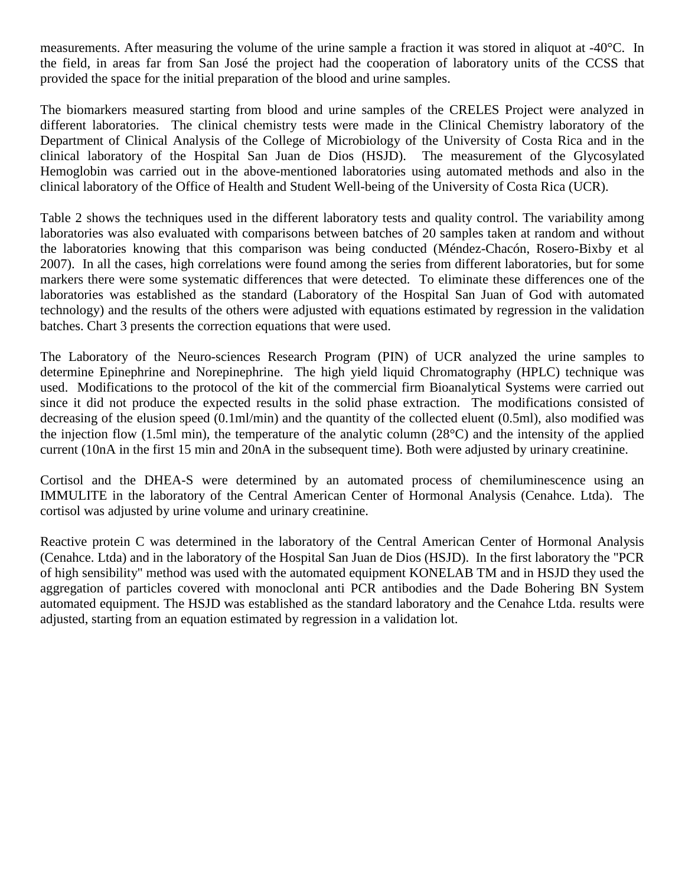measurements. After measuring the volume of the urine sample a fraction it was stored in aliquot at -40°C. In the field, in areas far from San José the project had the cooperation of laboratory units of the CCSS that provided the space for the initial preparation of the blood and urine samples.

The biomarkers measured starting from blood and urine samples of the CRELES Project were analyzed in different laboratories. The clinical chemistry tests were made in the Clinical Chemistry laboratory of the Department of Clinical Analysis of the College of Microbiology of the University of Costa Rica and in the clinical laboratory of the Hospital San Juan de Dios (HSJD). The measurement of the Glycosylated Hemoglobin was carried out in the above-mentioned laboratories using automated methods and also in the clinical laboratory of the Office of Health and Student Well-being of the University of Costa Rica (UCR).

Table 2 shows the techniques used in the different laboratory tests and quality control. The variability among laboratories was also evaluated with comparisons between batches of 20 samples taken at random and without the laboratories knowing that this comparison was being conducted (Méndez-Chacón, Rosero-Bixby et al 2007). In all the cases, high correlations were found among the series from different laboratories, but for some markers there were some systematic differences that were detected. To eliminate these differences one of the laboratories was established as the standard (Laboratory of the Hospital San Juan of God with automated technology) and the results of the others were adjusted with equations estimated by regression in the validation batches. Chart 3 presents the correction equations that were used.

The Laboratory of the Neuro-sciences Research Program (PIN) of UCR analyzed the urine samples to determine Epinephrine and Norepinephrine. The high yield liquid Chromatography (HPLC) technique was used. Modifications to the protocol of the kit of the commercial firm Bioanalytical Systems were carried out since it did not produce the expected results in the solid phase extraction. The modifications consisted of decreasing of the elusion speed (0.1ml/min) and the quantity of the collected eluent (0.5ml), also modified was the injection flow (1.5ml min), the temperature of the analytic column (28°C) and the intensity of the applied current (10nA in the first 15 min and 20nA in the subsequent time). Both were adjusted by urinary creatinine.

Cortisol and the DHEA-S were determined by an automated process of chemiluminescence using an IMMULITE in the laboratory of the Central American Center of Hormonal Analysis (Cenahce. Ltda). The cortisol was adjusted by urine volume and urinary creatinine.

Reactive protein C was determined in the laboratory of the Central American Center of Hormonal Analysis (Cenahce. Ltda) and in the laboratory of the Hospital San Juan de Dios (HSJD). In the first laboratory the "PCR of high sensibility" method was used with the automated equipment KONELAB TM and in HSJD they used the aggregation of particles covered with monoclonal anti PCR antibodies and the Dade Bohering BN System automated equipment. The HSJD was established as the standard laboratory and the Cenahce Ltda. results were adjusted, starting from an equation estimated by regression in a validation lot.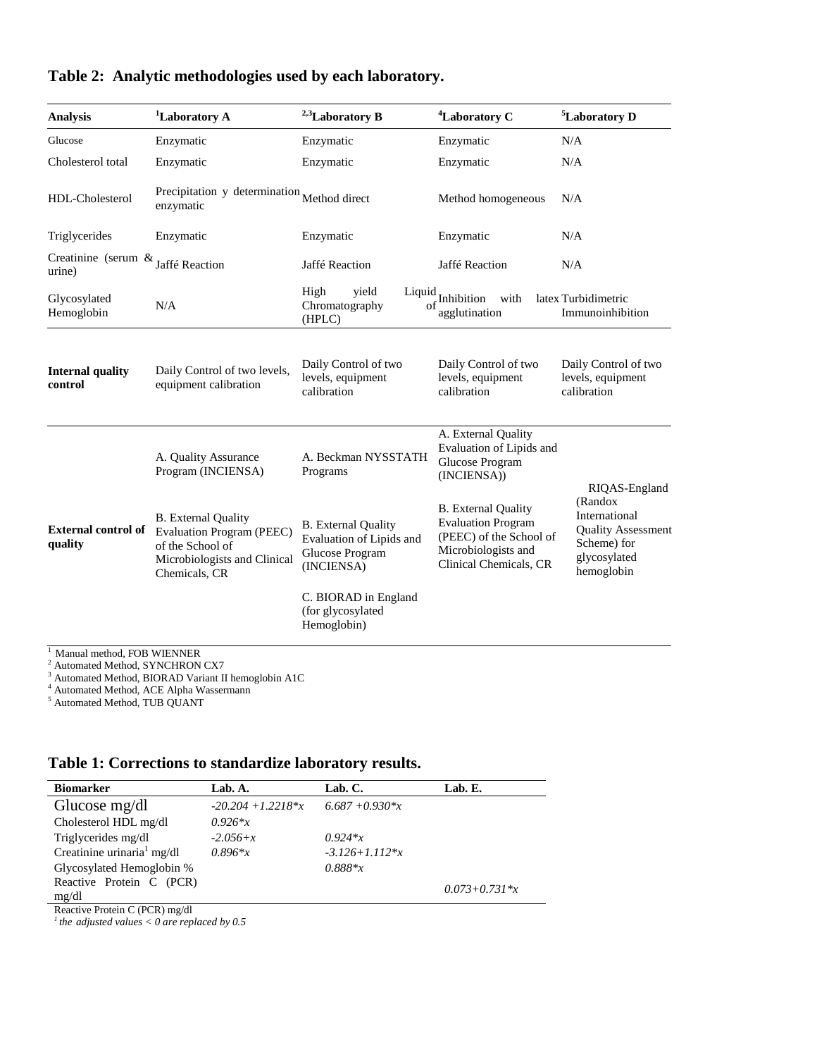## Table 2: Analytic methodologies used by each laboratory.

| Analysis | Laboratory A [1] | Laboratory B [2,3] | Laboratory C [4] | Laboratory D [5] |
|---|---|---|---|---|
| Glucose | Enzymatic | Enzymatic | Enzymatic | N/A |
| Cholesterol total | Enzymatic | Enzymatic | Enzymatic | N/A |
| HDL-Cholesterol | Precipitation y determination enzymatic | Method direct | Method homogeneous | N/A |
| Triglycerides | Enzymatic | Enzymatic | Enzymatic | N/A |
| Creatinine (serum & urine) | Jaffé Reaction | Jaffé Reaction | Jaffé Reaction | N/A |
| Glycosylated Hemoglobin | N/A | High yield Liquid of Chromatography (HPLC) | Inhibition with latex agglutination | Turbidimetric Immunoinhibition |
| **Internal quality control** | Daily Control of two levels, equipment calibration | Daily Control of two levels, equipment calibration | Daily Control of two levels, equipment calibration | Daily Control of two levels, equipment calibration |
| **External control of quality** | A. Quality Assurance Program (INCIENSA)<br><br>B. External Quality Evaluation Program (PEEC) of the School of Microbiologists and Clinical Chemicals, CR | A. Beckman NYSSTATH Programs<br><br>B. External Quality Evaluation of Lipids and Glucose Program (INCIENSA)<br><br>C. BIORAD in England (for glycosylated Hemoglobin) | A. External Quality Evaluation of Lipids and Glucose Program (INCIENSA))<br><br>B. External Quality Evaluation Program (PEEC) of the School of Microbiologists and Clinical Chemicals, CR | RIQAS-England (Randox International Quality Assessment Scheme) for glycosylated hemoglobin |

[1] Manual method, FOB WIENNER
[2] Automated Method, SYNCHRON CX7
[3] Automated Method, BIORAD Variant II hemoglobin A1C
[4] Automated Method, ACE Alpha Wassermann
[5] Automated Method, TUB QUANT

## Table 1: Corrections to standardize laboratory results.

| Biomarker | Lab. A. | Lab. C. | Lab. E. |
|---|---|---|---|
| Glucose mg/dl | *-20.204 +1.2218\*x* | *6.687 +0.930\*x* | |
| Cholesterol HDL mg/dl | *0.926\*x* | | |
| Triglycerides mg/dl | *-2.056+x* | *0.924\*x* | |
| Creatinine urinaria[1] mg/dl | *0.896\*x* | *-3.126+1.112\*x* | |
| Glycosylated Hemoglobin % | | *0.888\*x* | |
| Reactive Protein C (PCR) mg/dl | | | *0.073+0.731\*x* |

Reactive Protein C (PCR) mg/dl
*[1] the adjusted values < 0 are replaced by 0.5*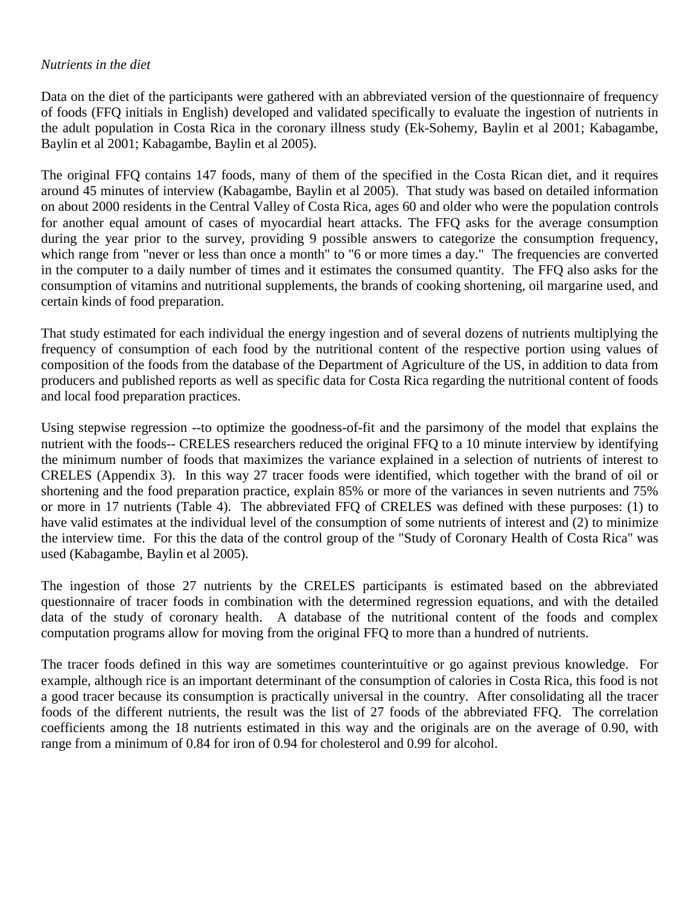*Nutrients in the diet*

Data on the diet of the participants were gathered with an abbreviated version of the questionnaire of frequency of foods (FFQ initials in English) developed and validated specifically to evaluate the ingestion of nutrients in the adult population in Costa Rica in the coronary illness study (Ek-Sohemy, Baylin et al 2001; Kabagambe, Baylin et al 2001; Kabagambe, Baylin et al 2005).

The original FFQ contains 147 foods, many of them of the specified in the Costa Rican diet, and it requires around 45 minutes of interview (Kabagambe, Baylin et al 2005). That study was based on detailed information on about 2000 residents in the Central Valley of Costa Rica, ages 60 and older who were the population controls for another equal amount of cases of myocardial heart attacks. The FFQ asks for the average consumption during the year prior to the survey, providing 9 possible answers to categorize the consumption frequency, which range from "never or less than once a month" to "6 or more times a day." The frequencies are converted in the computer to a daily number of times and it estimates the consumed quantity. The FFQ also asks for the consumption of vitamins and nutritional supplements, the brands of cooking shortening, oil margarine used, and certain kinds of food preparation.

That study estimated for each individual the energy ingestion and of several dozens of nutrients multiplying the frequency of consumption of each food by the nutritional content of the respective portion using values of composition of the foods from the database of the Department of Agriculture of the US, in addition to data from producers and published reports as well as specific data for Costa Rica regarding the nutritional content of foods and local food preparation practices.

Using stepwise regression --to optimize the goodness-of-fit and the parsimony of the model that explains the nutrient with the foods-- CRELES researchers reduced the original FFQ to a 10 minute interview by identifying the minimum number of foods that maximizes the variance explained in a selection of nutrients of interest to CRELES (Appendix 3). In this way 27 tracer foods were identified, which together with the brand of oil or shortening and the food preparation practice, explain 85% or more of the variances in seven nutrients and 75% or more in 17 nutrients (Table 4). The abbreviated FFQ of CRELES was defined with these purposes: (1) to have valid estimates at the individual level of the consumption of some nutrients of interest and (2) to minimize the interview time. For this the data of the control group of the "Study of Coronary Health of Costa Rica" was used (Kabagambe, Baylin et al 2005).

The ingestion of those 27 nutrients by the CRELES participants is estimated based on the abbreviated questionnaire of tracer foods in combination with the determined regression equations, and with the detailed data of the study of coronary health. A database of the nutritional content of the foods and complex computation programs allow for moving from the original FFQ to more than a hundred of nutrients.

The tracer foods defined in this way are sometimes counterintuitive or go against previous knowledge. For example, although rice is an important determinant of the consumption of calories in Costa Rica, this food is not a good tracer because its consumption is practically universal in the country. After consolidating all the tracer foods of the different nutrients, the result was the list of 27 foods of the abbreviated FFQ. The correlation coefficients among the 18 nutrients estimated in this way and the originals are on the average of 0.90, with range from a minimum of 0.84 for iron of 0.94 for cholesterol and 0.99 for alcohol.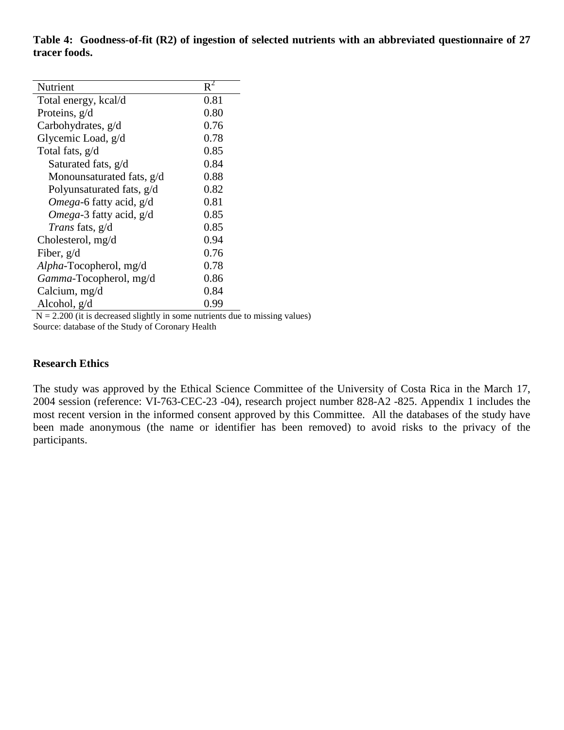**Table 4: Goodness-of-fit (R2) of ingestion of selected nutrients with an abbreviated questionnaire of 27 tracer foods.**

| Nutrient | $R^2$ |
|---|---|
| Total energy, kcal/d | 0.81 |
| Proteins, g/d | 0.80 |
| Carbohydrates, g/d | 0.76 |
| Glycemic Load, g/d | 0.78 |
| Total fats, g/d | 0.85 |
| Saturated fats, g/d | 0.84 |
| Monounsaturated fats, g/d | 0.88 |
| Polyunsaturated fats, g/d | 0.82 |
| *Omega*-6 fatty acid, g/d | 0.81 |
| *Omega*-3 fatty acid, g/d | 0.85 |
| *Trans* fats, g/d | 0.85 |
| Cholesterol, mg/d | 0.94 |
| Fiber, g/d | 0.76 |
| *Alpha*-Tocopherol, mg/d | 0.78 |
| *Gamma*-Tocopherol, mg/d | 0.86 |
| Calcium, mg/d | 0.84 |
| Alcohol, g/d | 0.99 |

N = 2.200 (it is decreased slightly in some nutrients due to missing values)
Source: database of the Study of Coronary Health

## Research Ethics

The study was approved by the Ethical Science Committee of the University of Costa Rica in the March 17, 2004 session (reference: VI-763-CEC-23 -04), research project number 828-A2 -825. Appendix 1 includes the most recent version in the informed consent approved by this Committee. All the databases of the study have been made anonymous (the name or identifier has been removed) to avoid risks to the privacy of the participants.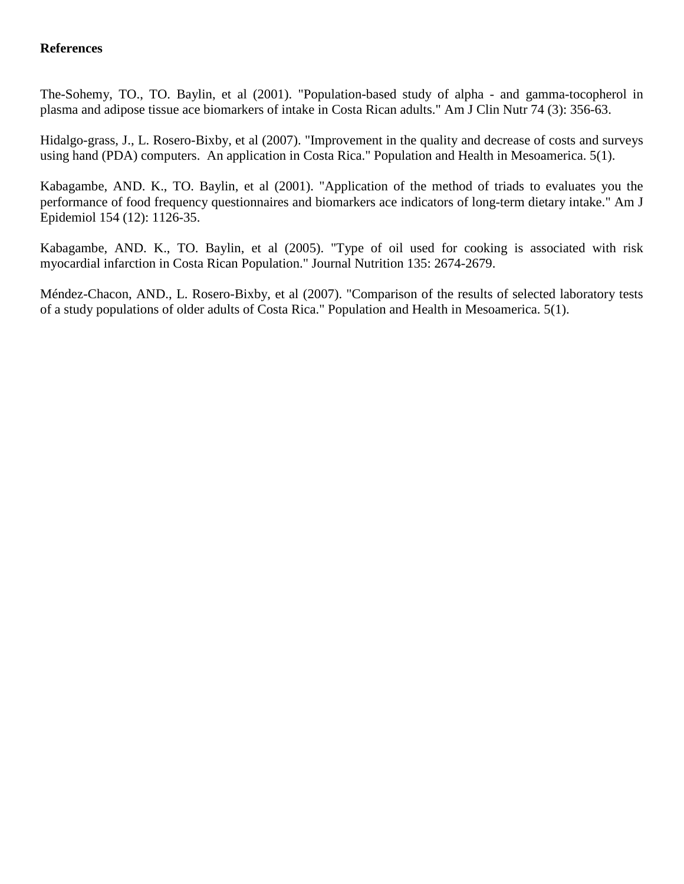**References**

The-Sohemy, TO., TO. Baylin, et al (2001). "Population-based study of alpha - and gamma-tocopherol in plasma and adipose tissue ace biomarkers of intake in Costa Rican adults." Am J Clin Nutr 74 (3): 356-63.

Hidalgo-grass, J., L. Rosero-Bixby, et al (2007). "Improvement in the quality and decrease of costs and surveys using hand (PDA) computers. An application in Costa Rica." Population and Health in Mesoamerica. 5(1).

Kabagambe, AND. K., TO. Baylin, et al (2001). "Application of the method of triads to evaluates you the performance of food frequency questionnaires and biomarkers ace indicators of long-term dietary intake." Am J Epidemiol 154 (12): 1126-35.

Kabagambe, AND. K., TO. Baylin, et al (2005). "Type of oil used for cooking is associated with risk myocardial infarction in Costa Rican Population." Journal Nutrition 135: 2674-2679.

Méndez-Chacon, AND., L. Rosero-Bixby, et al (2007). "Comparison of the results of selected laboratory tests of a study populations of older adults of Costa Rica." Population and Health in Mesoamerica. 5(1).